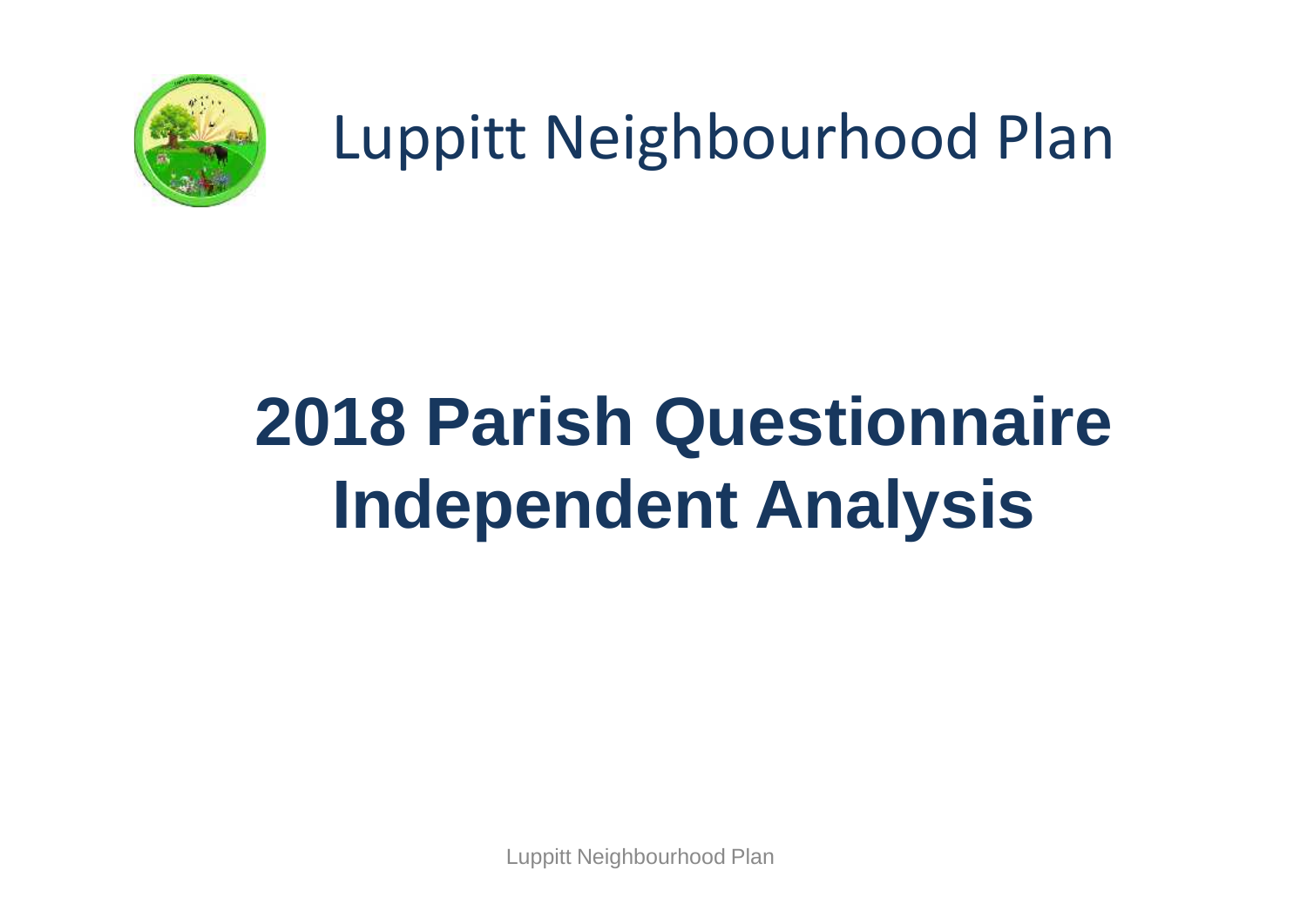# Luppitt Neighbourhood Plan

# 2018 Parish Questionnaire Independent Analysis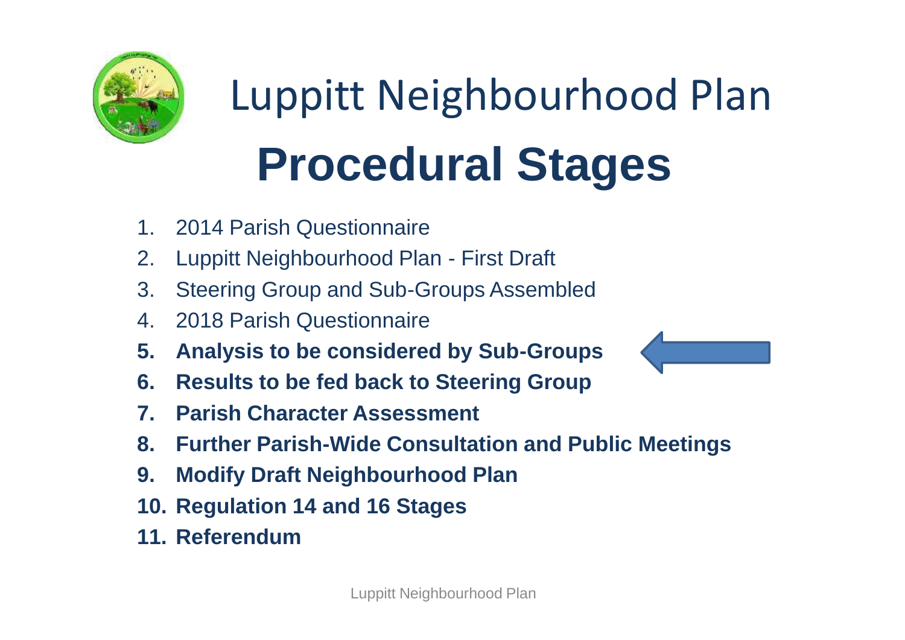# Luppitt Neighbourhood Plan

## Procedural Stages

1. 2014 Parish Questionnaire
2. Luppitt Neighbourhood Plan - First Draft
3. Steering Group and Sub-Groups Assembled
4. 2018 Parish Questionnaire
5. **Analysis to be considered by Sub-Groups**
6. **Results to be fed back to Steering Group**
7. **Parish Character Assessment**
8. **Further Parish-Wide Consultation and Public Meetings**
9. **Modify Draft Neighbourhood Plan**
10. **Regulation 14 and 16 Stages**
11. **Referendum**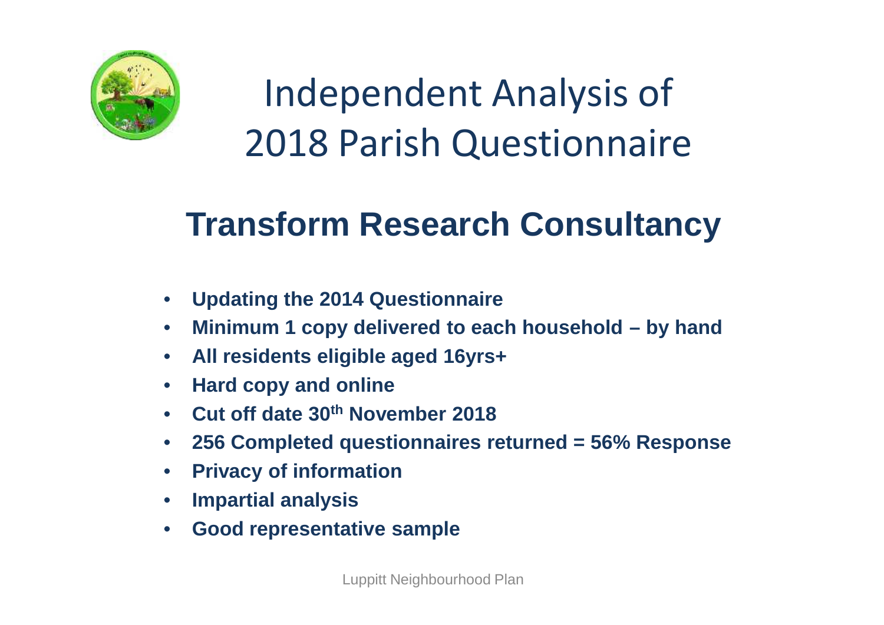# Independent Analysis of 2018 Parish Questionnaire

## Transform Research Consultancy

- **Updating the 2014 Questionnaire**
- **Minimum 1 copy delivered to each household – by hand**
- **All residents eligible aged 16yrs+**
- **Hard copy and online**
- **Cut off date 30th November 2018**
- **256 Completed questionnaires returned = 56% Response**
- **Privacy of information**
- **Impartial analysis**
- **Good representative sample**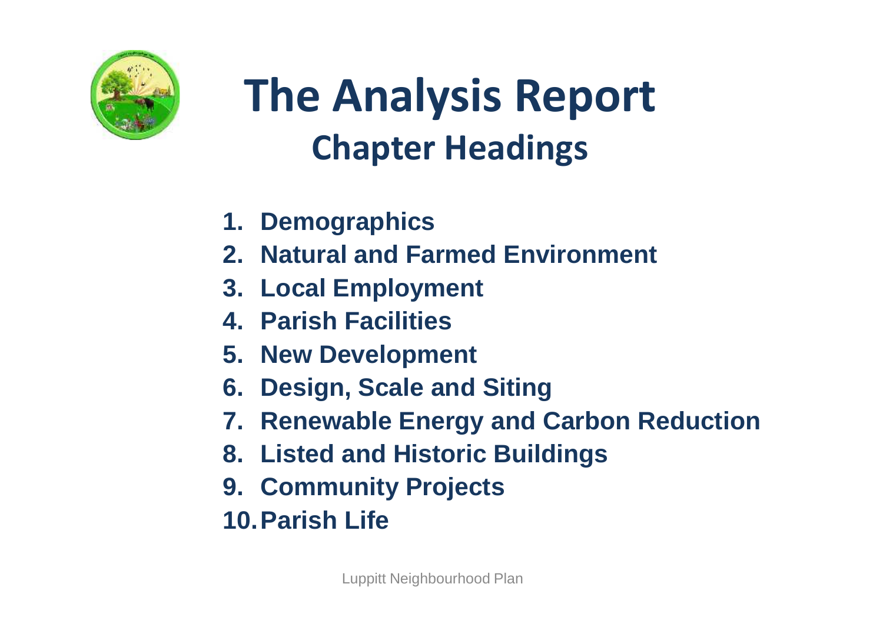# The Analysis Report

## Chapter Headings

1. **Demographics**
2. **Natural and Farmed Environment**
3. **Local Employment**
4. **Parish Facilities**
5. **New Development**
6. **Design, Scale and Siting**
7. **Renewable Energy and Carbon Reduction**
8. **Listed and Historic Buildings**
9. **Community Projects**
10. **Parish Life**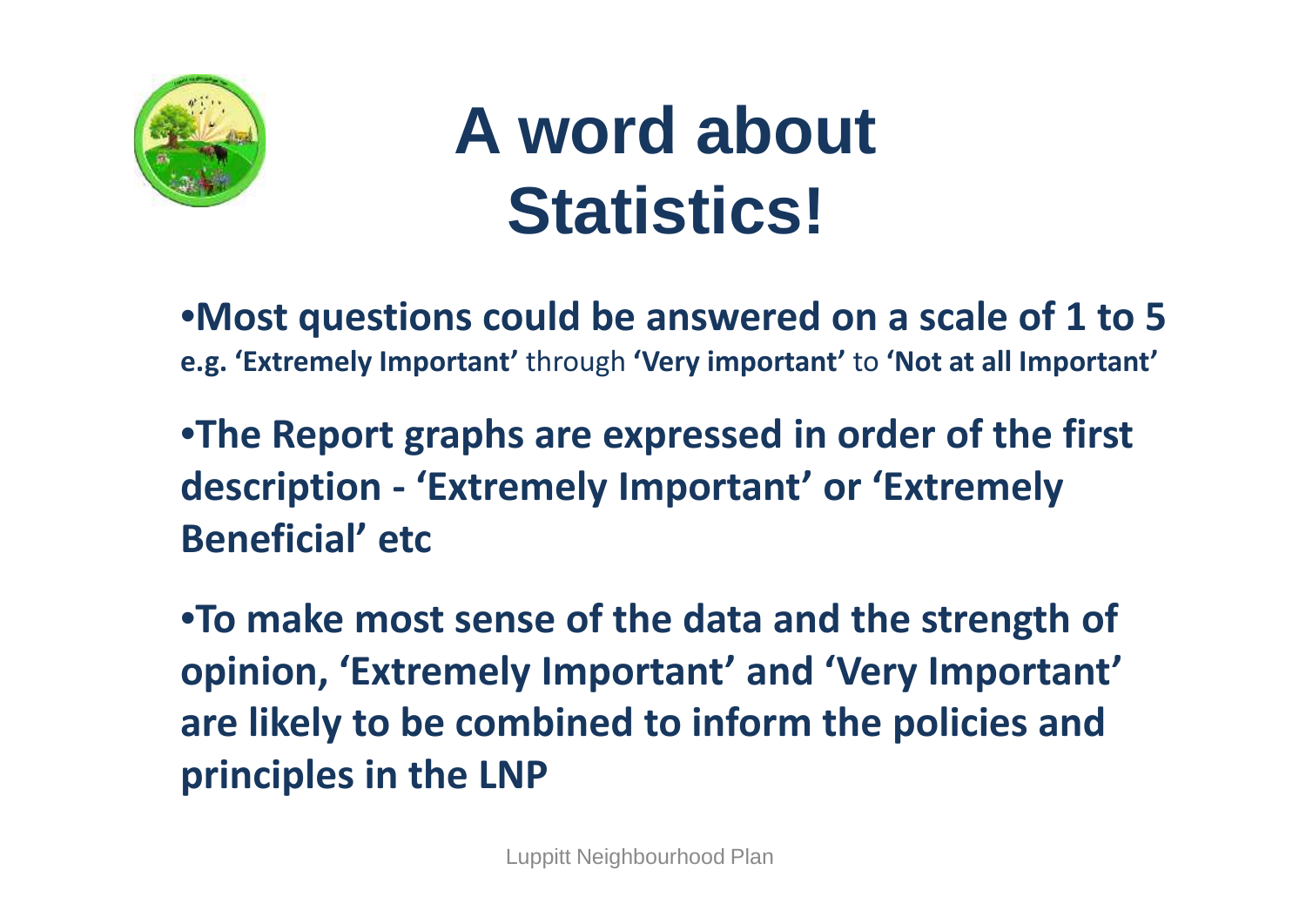# A word about Statistics!

- **Most questions could be answered on a scale of 1 to 5**
  **e.g. 'Extremely Important'** through **'Very important'** to **'Not at all Important'**

- **The Report graphs are expressed in order of the first description - 'Extremely Important' or 'Extremely Beneficial' etc**

- **To make most sense of the data and the strength of opinion, 'Extremely Important' and 'Very Important' are likely to be combined to inform the policies and principles in the LNP**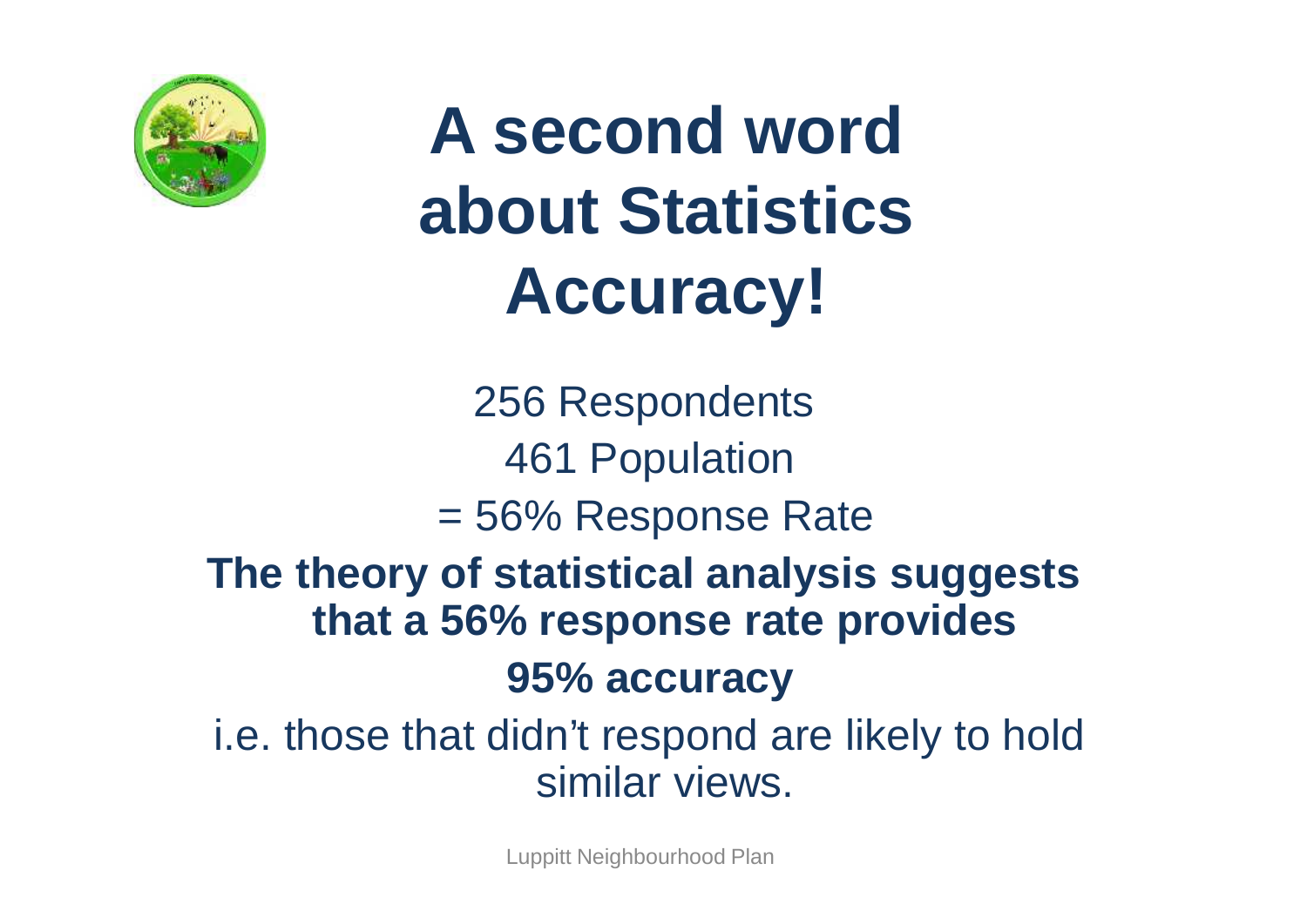# A second word about Statistics Accuracy!

256 Respondents

461 Population

= 56% Response Rate

**The theory of statistical analysis suggests that a 56% response rate provides**

**95% accuracy**

i.e. those that didn't respond are likely to hold similar views.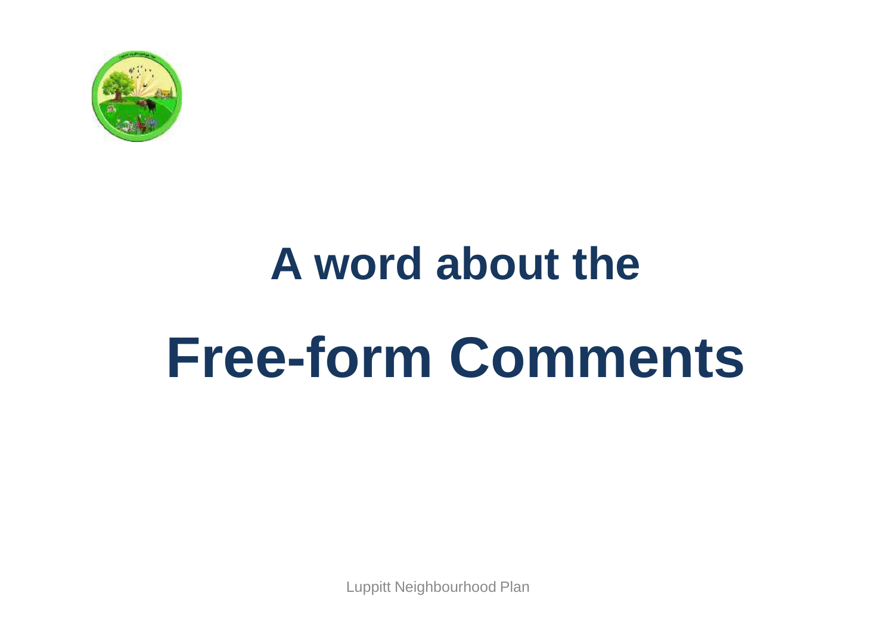# A word about the

# Free-form Comments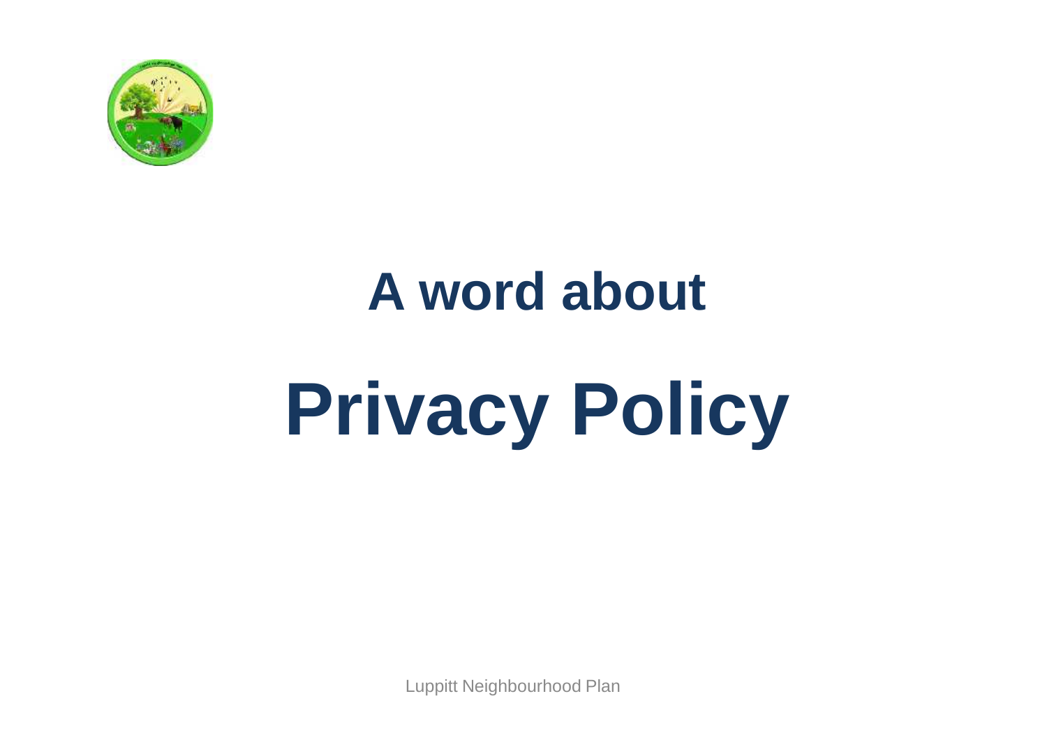# A word about

# Privacy Policy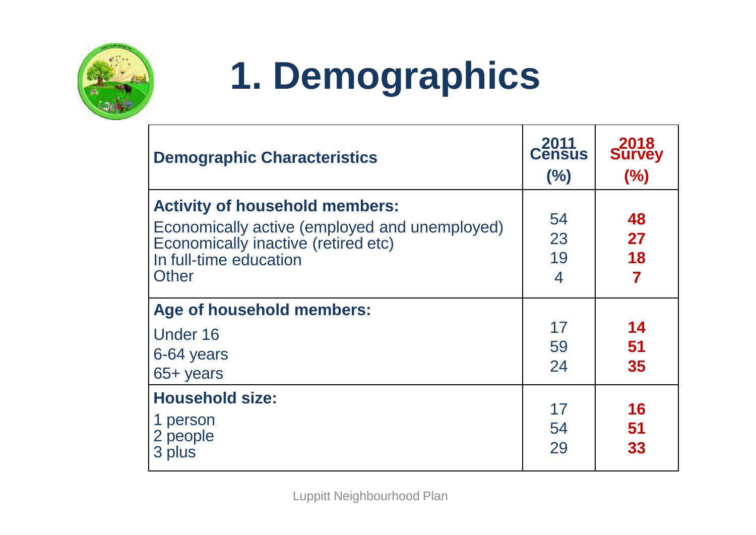# 1. Demographics

| Demographic Characteristics | 2011 Census (%) | 2018 Survey (%) |
|---|---|---|
| **Activity of household members:** | | |
| Economically active (employed and unemployed) | 54 | **48** |
| Economically inactive (retired etc) | 23 | **27** |
| In full-time education | 19 | **18** |
| Other | 4 | **7** |
| **Age of household members:** | | |
| Under 16 | 17 | **14** |
| 6-64 years | 59 | **51** |
| 65+ years | 24 | **35** |
| **Household size:** | | |
| 1 person | 17 | **16** |
| 2 people | 54 | **51** |
| 3 plus | 29 | **33** |

Luppitt Neighbourhood Plan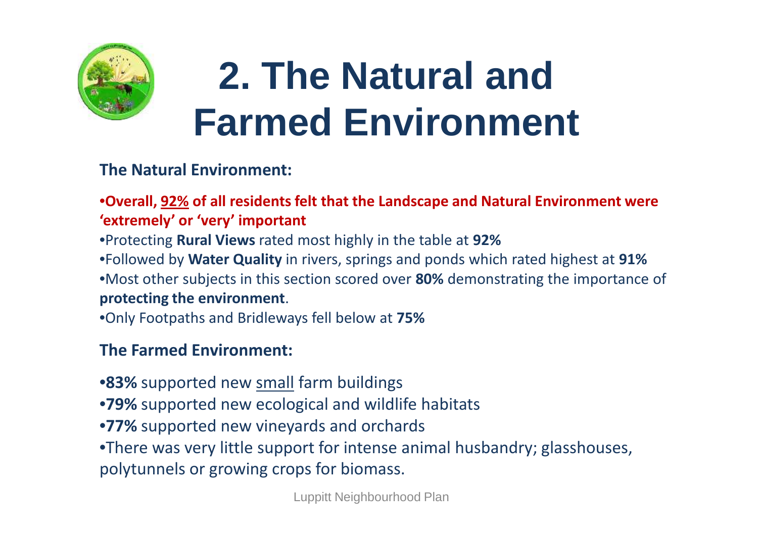# 2. The Natural and Farmed Environment

**The Natural Environment:**

- **Overall, 92% of all residents felt that the Landscape and Natural Environment were 'extremely' or 'very' important**
- Protecting **Rural Views** rated most highly in the table at **92%**
- Followed by **Water Quality** in rivers, springs and ponds which rated highest at **91%**
- Most other subjects in this section scored over **80%** demonstrating the importance of **protecting the environment**.
- Only Footpaths and Bridleways fell below at **75%**

**The Farmed Environment:**

- **83%** supported new small farm buildings
- **79%** supported new ecological and wildlife habitats
- **77%** supported new vineyards and orchards
- There was very little support for intense animal husbandry; glasshouses, polytunnels or growing crops for biomass.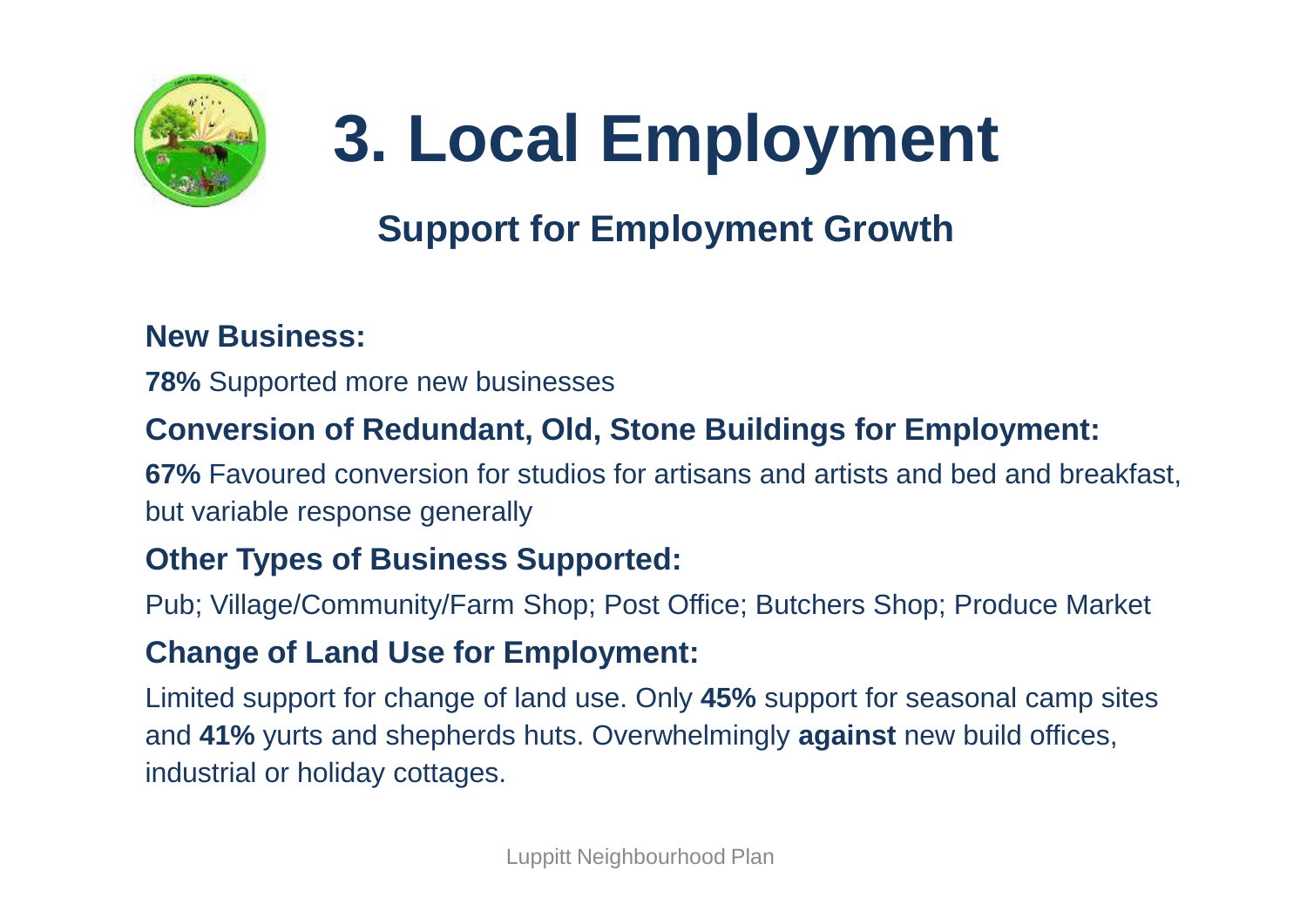# 3. Local Employment

## Support for Employment Growth

### New Business:

**78%** Supported more new businesses

### Conversion of Redundant, Old, Stone Buildings for Employment:

**67%** Favoured conversion for studios for artisans and artists and bed and breakfast, but variable response generally

### Other Types of Business Supported:

Pub; Village/Community/Farm Shop; Post Office; Butchers Shop; Produce Market

### Change of Land Use for Employment:

Limited support for change of land use. Only **45%** support for seasonal camp sites and **41%** yurts and shepherds huts. Overwhelmingly **against** new build offices, industrial or holiday cottages.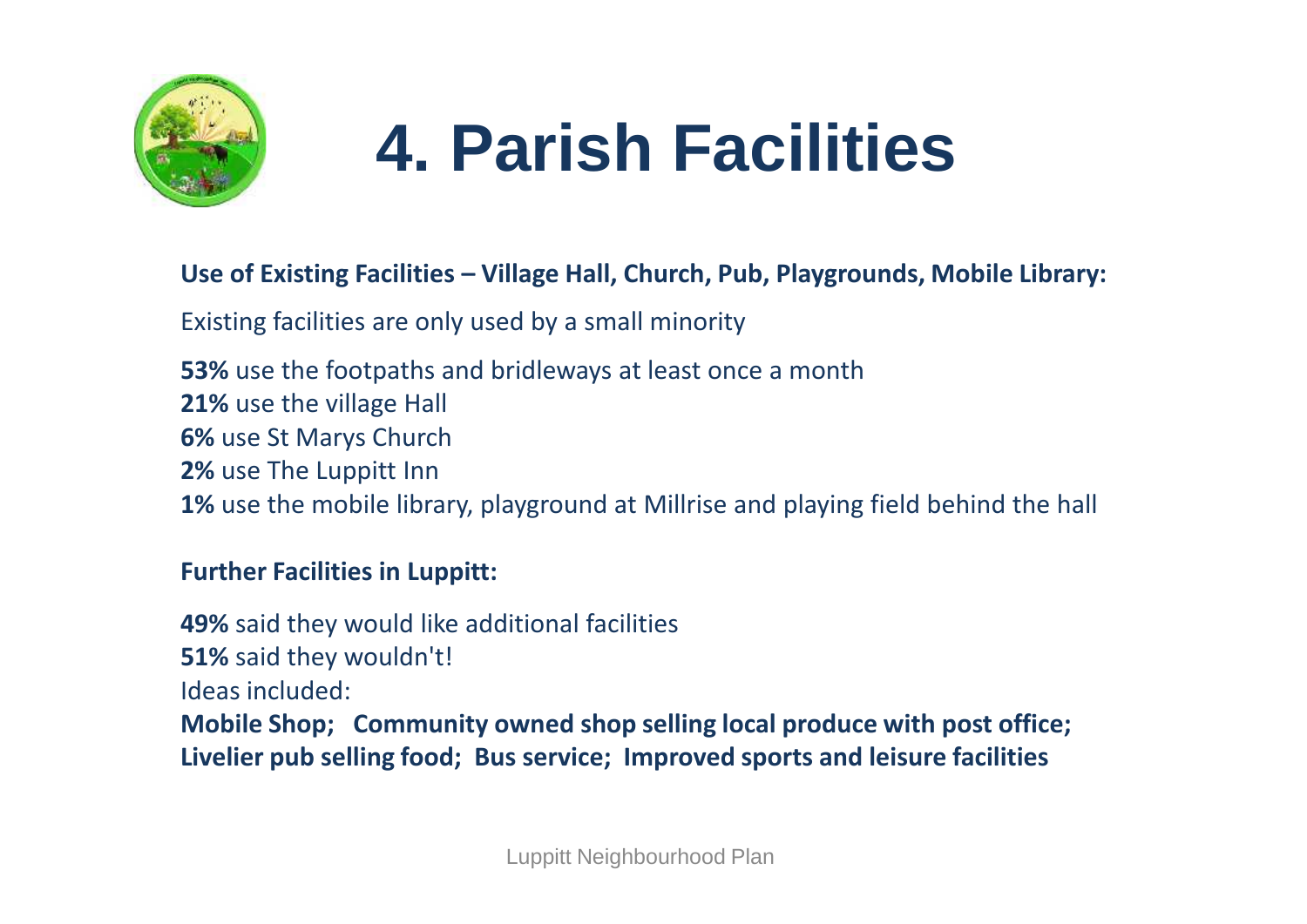# 4. Parish Facilities

**Use of Existing Facilities – Village Hall, Church, Pub, Playgrounds, Mobile Library:**

Existing facilities are only used by a small minority

**53%** use the footpaths and bridleways at least once a month
**21%** use the village Hall
**6%** use St Marys Church
**2%** use The Luppitt Inn
**1%** use the mobile library, playground at Millrise and playing field behind the hall

**Further Facilities in Luppitt:**

**49%** said they would like additional facilities
**51%** said they wouldn't!
Ideas included:
**Mobile Shop; Community owned shop selling local produce with post office; Livelier pub selling food; Bus service; Improved sports and leisure facilities**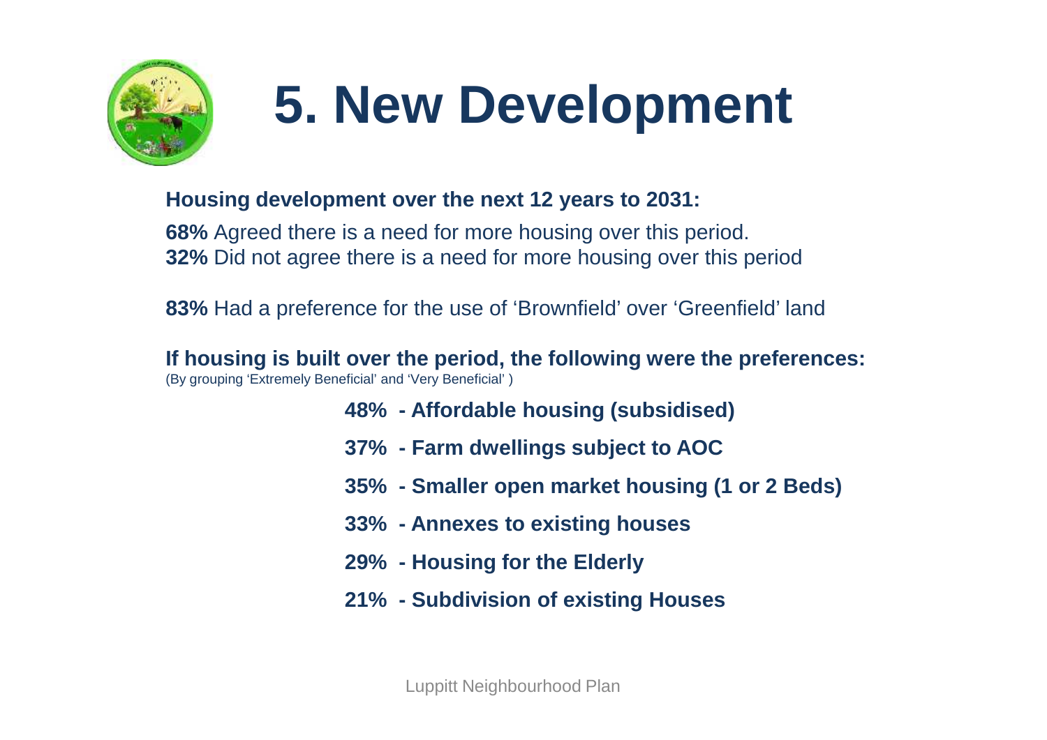# 5. New Development

**Housing development over the next 12 years to 2031:**

**68%** Agreed there is a need for more housing over this period.
**32%** Did not agree there is a need for more housing over this period

**83%** Had a preference for the use of 'Brownfield' over 'Greenfield' land

**If housing is built over the period, the following were the preferences:**
(By grouping 'Extremely Beneficial' and 'Very Beneficial' )

**48% - Affordable housing (subsidised)**

**37% - Farm dwellings subject to AOC**

**35% - Smaller open market housing (1 or 2 Beds)**

**33% - Annexes to existing houses**

**29% - Housing for the Elderly**

**21% - Subdivision of existing Houses**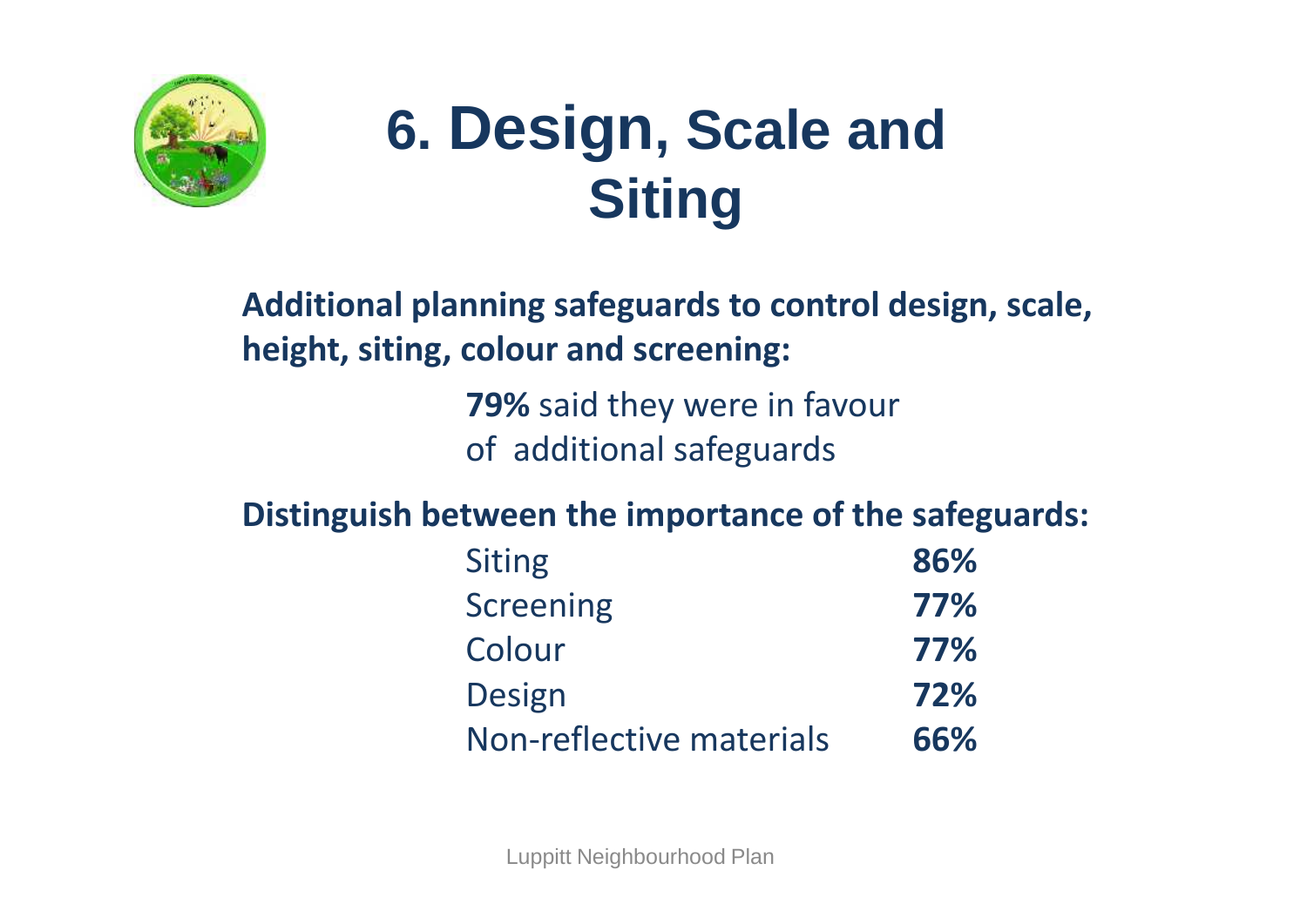# 6. Design, Scale and Siting

**Additional planning safeguards to control design, scale, height, siting, colour and screening:**

**79%** said they were in favour of additional safeguards

**Distinguish between the importance of the safeguards:**

| | |
|---|---|
| Siting | **86%** |
| Screening | **77%** |
| Colour | **77%** |
| Design | **72%** |
| Non-reflective materials | **66%** |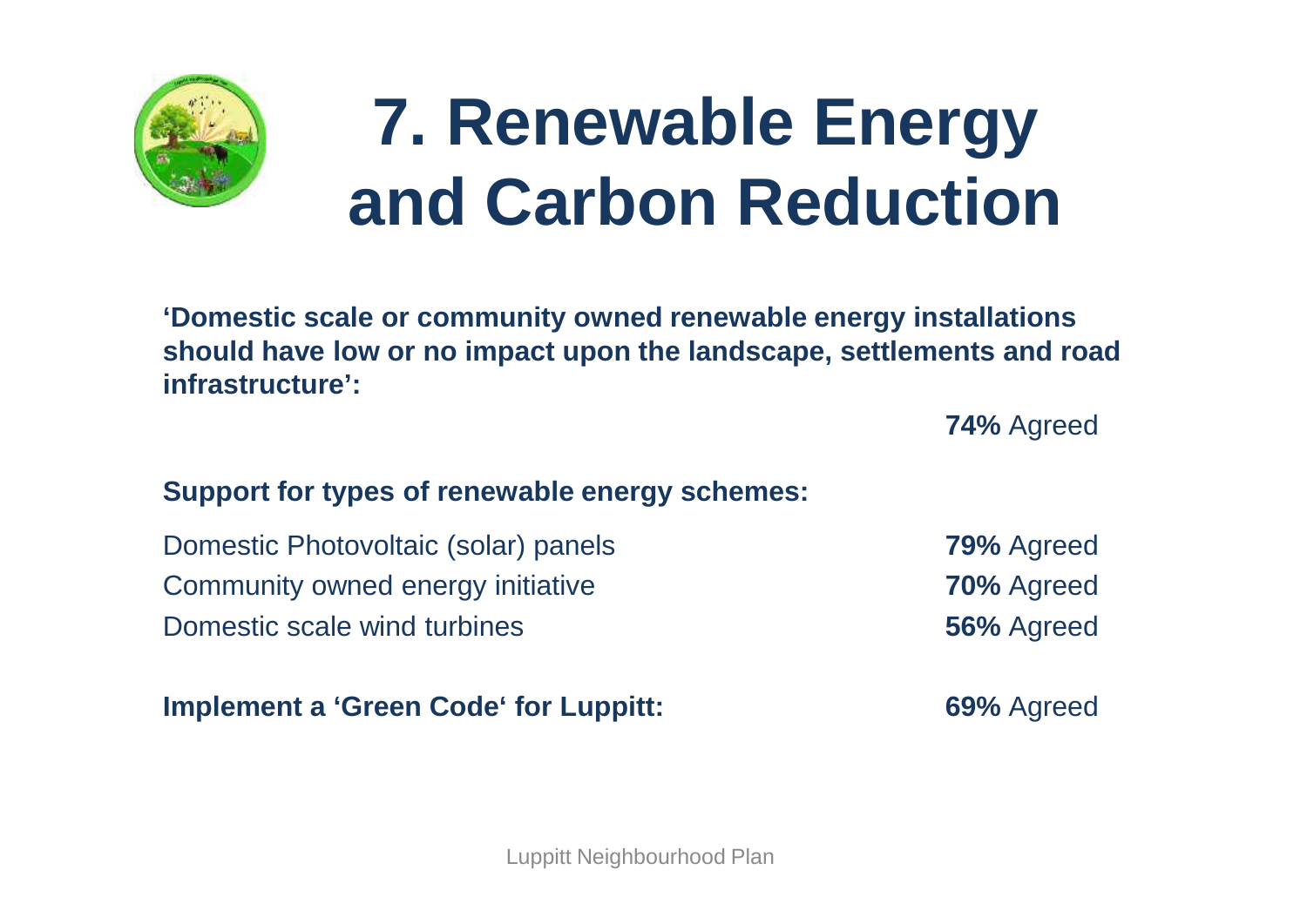# 7. Renewable Energy and Carbon Reduction

**'Domestic scale or community owned renewable energy installations should have low or no impact upon the landscape, settlements and road infrastructure':**

**74%** Agreed

**Support for types of renewable energy schemes:**

| | |
|---|---|
| Domestic Photovoltaic (solar) panels | **79%** Agreed |
| Community owned energy initiative | **70%** Agreed |
| Domestic scale wind turbines | **56%** Agreed |

**Implement a 'Green Code' for Luppitt:** **69%** Agreed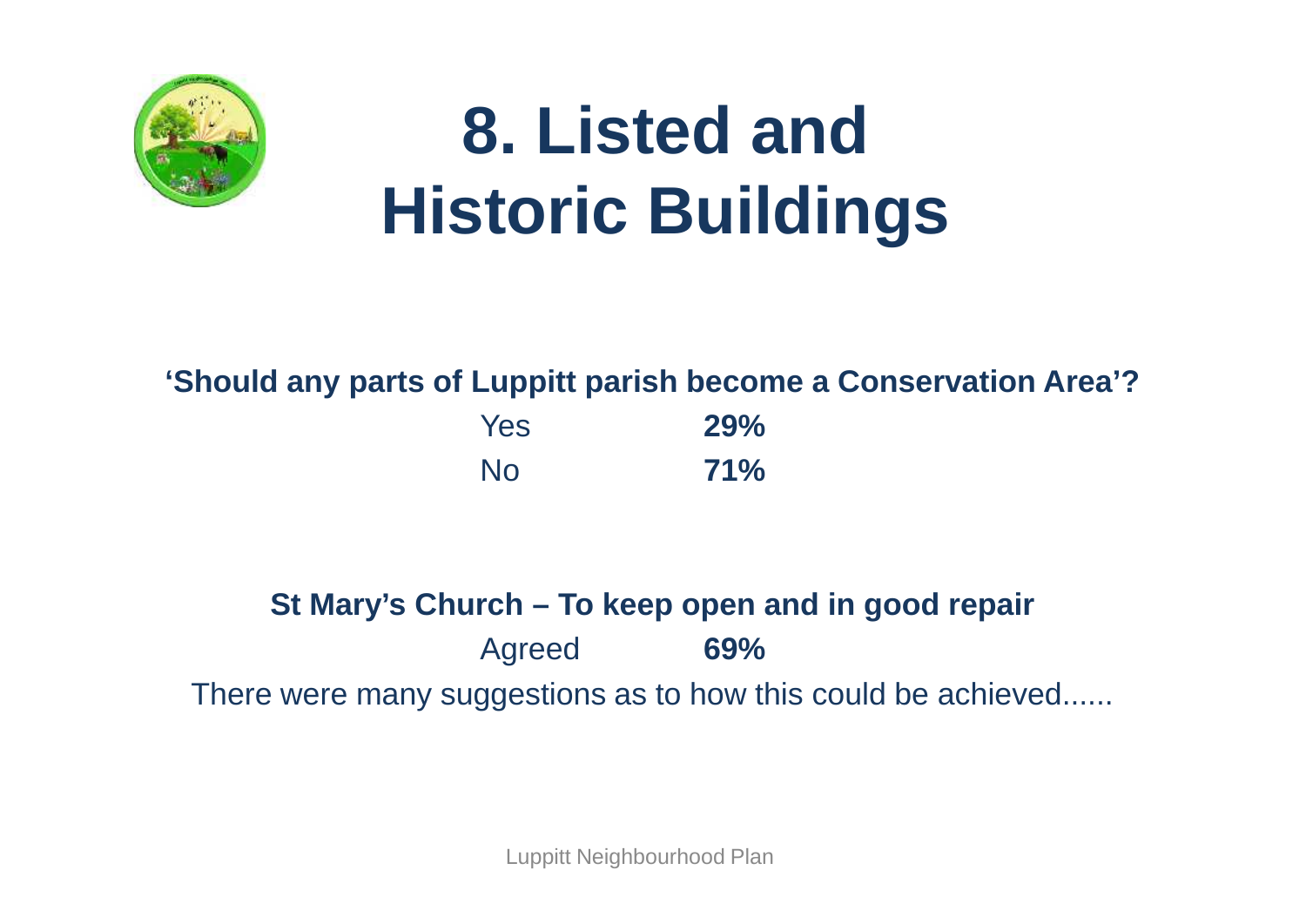# 8. Listed and Historic Buildings

**'Should any parts of Luppitt parish become a Conservation Area'?**

| | |
|---|---|
| Yes | **29%** |
| No | **71%** |

**St Mary's Church – To keep open and in good repair**

| | |
|---|---|
| Agreed | **69%** |

There were many suggestions as to how this could be achieved......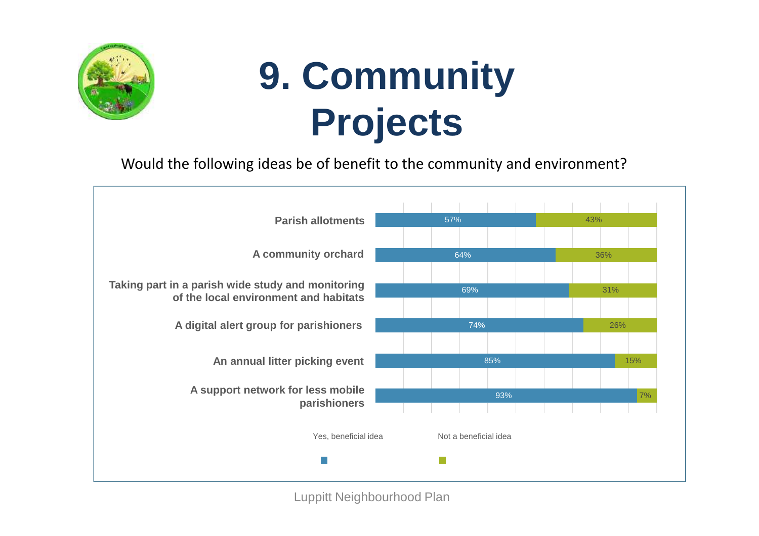# 9. Community Projects

Would the following ideas be of benefit to the community and environment?

| | Yes, beneficial idea | Not a beneficial idea |
|---|---|---|
| Parish allotments | 57% | 43% |
| A community orchard | 64% | 36% |
| Taking part in a parish wide study and monitoring of the local environment and habitats | 69% | 31% |
| A digital alert group for parishioners | 74% | 26% |
| An annual litter picking event | 85% | 15% |
| A support network for less mobile parishioners | 93% | 7% |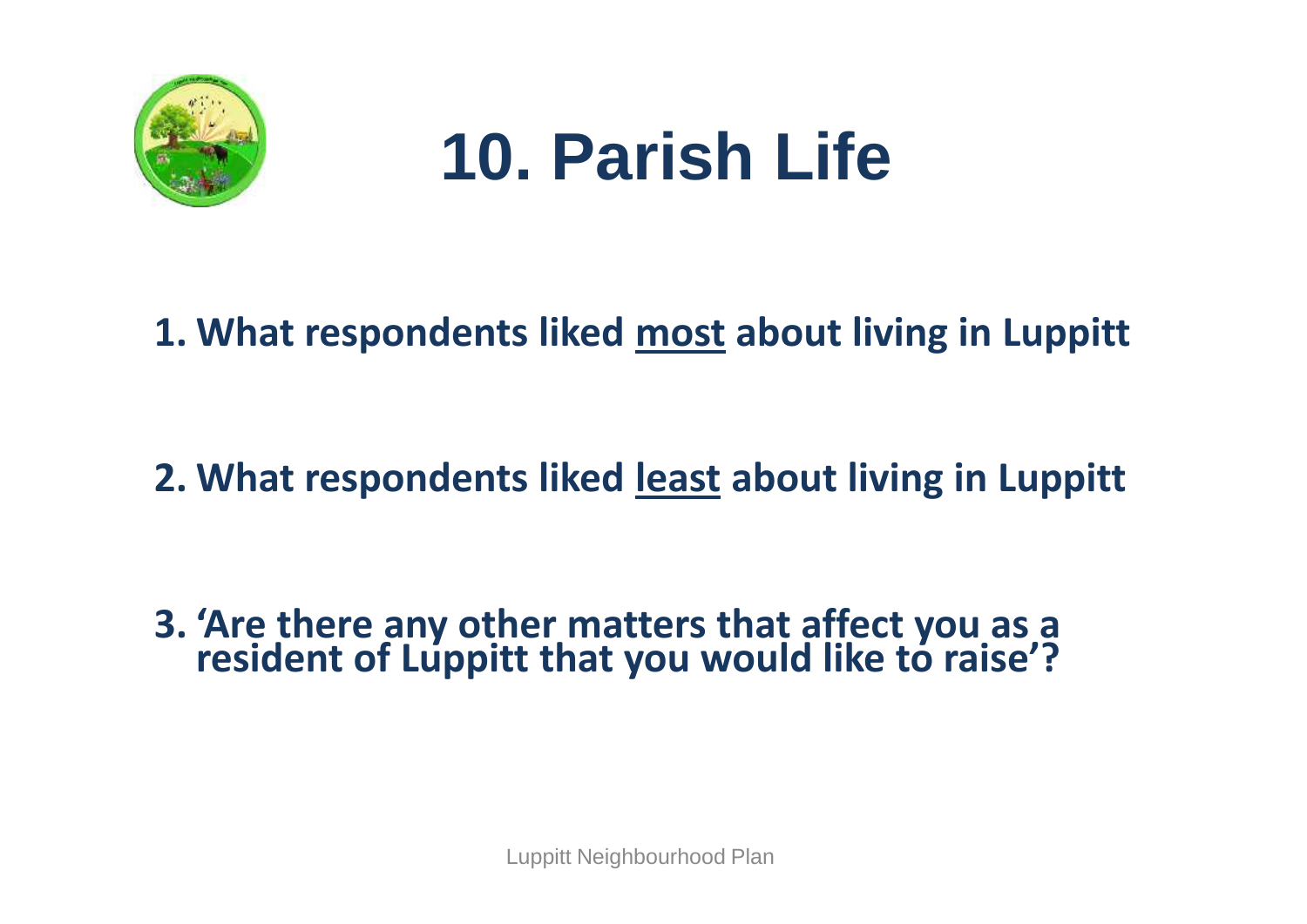# 10. Parish Life

**1. What respondents liked <u>most</u> about living in Luppitt**

**2. What respondents liked <u>least</u> about living in Luppitt**

**3. 'Are there any other matters that affect you as a resident of Luppitt that you would like to raise'?**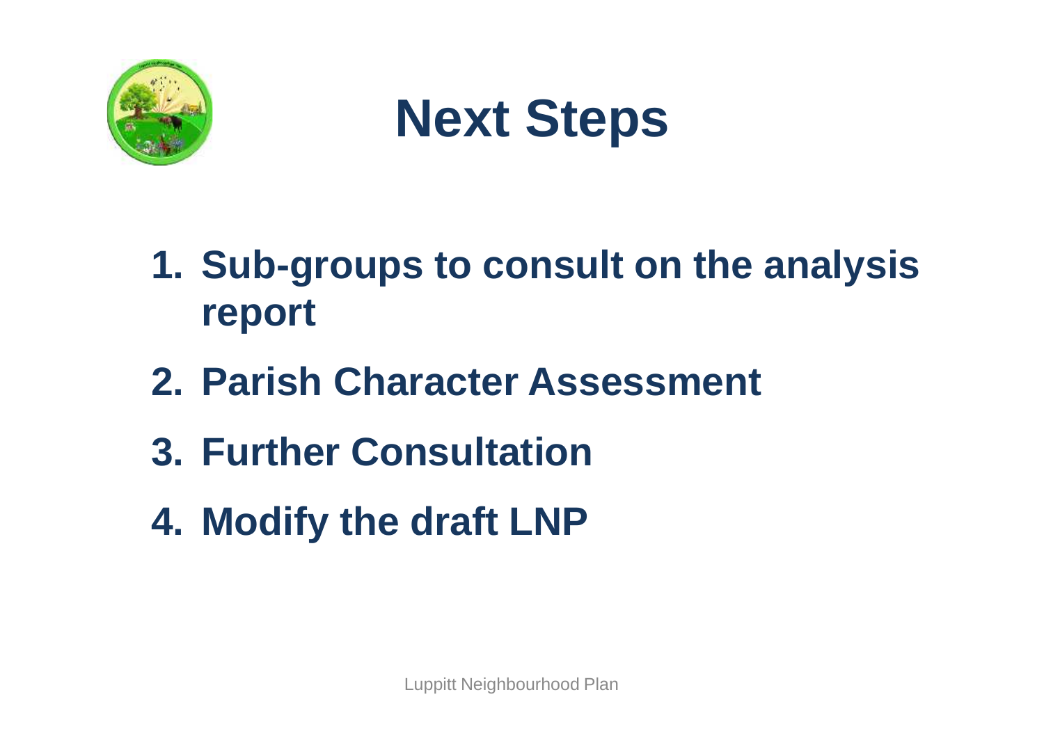# Next Steps

1. **Sub-groups to consult on the analysis report**
2. **Parish Character Assessment**
3. **Further Consultation**
4. **Modify the draft LNP**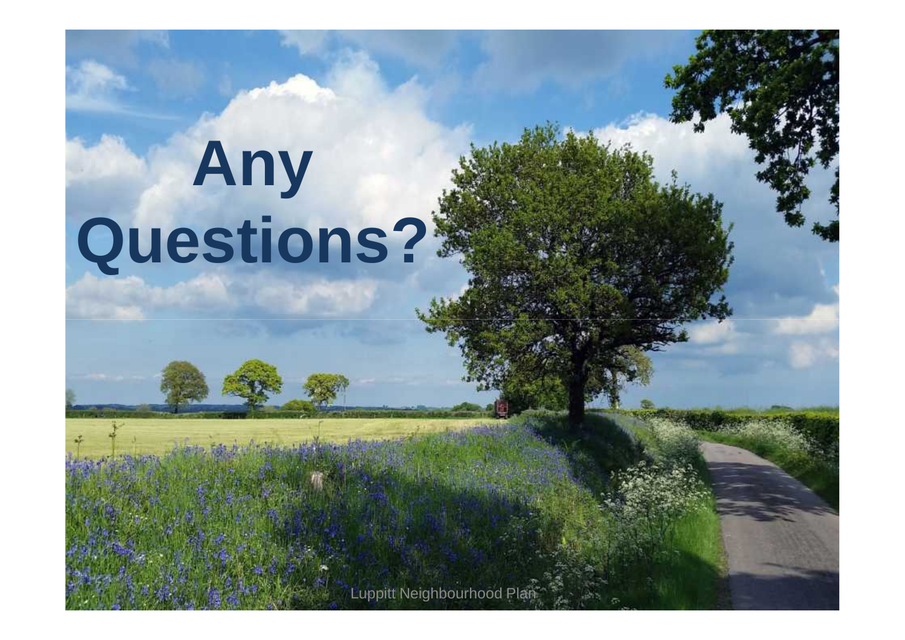# Any Questions?

Luppitt Neighbourhood Plan